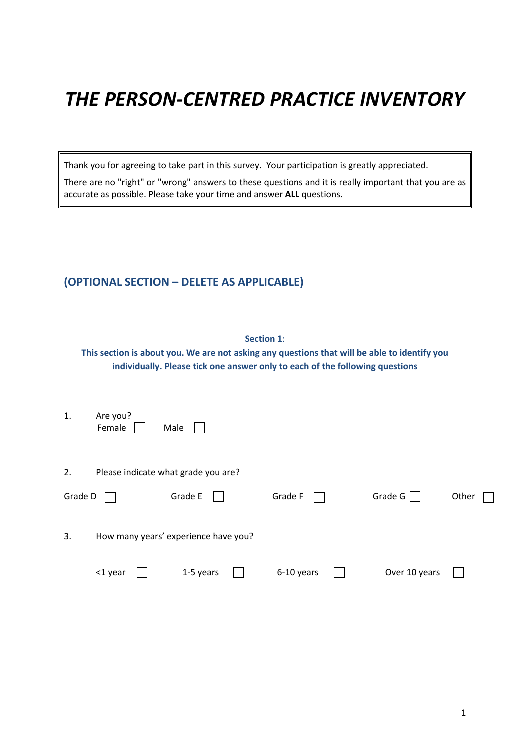# *THE PERSON-CENTRED PRACTICE INVENTORY*

Thank you for agreeing to take part in this survey. Your participation is greatly appreciated.

There are no "right" or "wrong" answers to these questions and it is really important that you are as accurate as possible. Please take your time and answer **ALL** questions.

## (OPTIONAL SECTION – DELETE AS APPLICABLE)

**Section 1**:

**This section is about you. We are not asking any questions that will be able to identify you individually. Please tick one answer only to each of the following questions**

1. Are you?
   Female ☐ Male ☐

2. Please indicate what grade you are?

   Grade D ☐ Grade E ☐ Grade F ☐ Grade G ☐ Other ☐

3. How many years' experience have you?

   <1 year ☐ 1-5 years ☐ 6-10 years ☐ Over 10 years ☐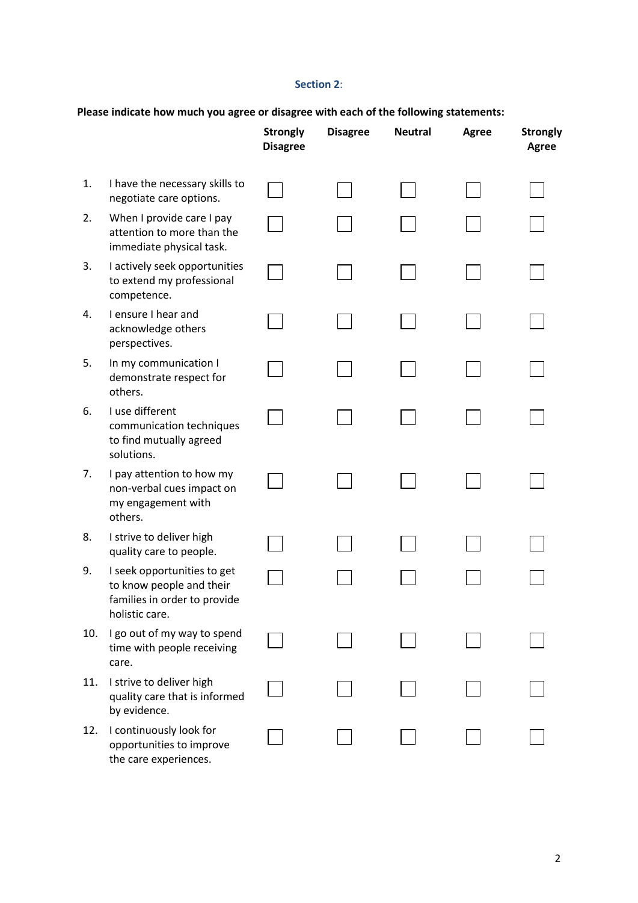**Section 2**:

**Please indicate how much you agree or disagree with each of the following statements:**

| | | Strongly Disagree | Disagree | Neutral | Agree | Strongly Agree |
|---|---|---|---|---|---|---|
| 1. | I have the necessary skills to negotiate care options. | ☐ | ☐ | ☐ | ☐ | ☐ |
| 2. | When I provide care I pay attention to more than the immediate physical task. | ☐ | ☐ | ☐ | ☐ | ☐ |
| 3. | I actively seek opportunities to extend my professional competence. | ☐ | ☐ | ☐ | ☐ | ☐ |
| 4. | I ensure I hear and acknowledge others perspectives. | ☐ | ☐ | ☐ | ☐ | ☐ |
| 5. | In my communication I demonstrate respect for others. | ☐ | ☐ | ☐ | ☐ | ☐ |
| 6. | I use different communication techniques to find mutually agreed solutions. | ☐ | ☐ | ☐ | ☐ | ☐ |
| 7. | I pay attention to how my non-verbal cues impact on my engagement with others. | ☐ | ☐ | ☐ | ☐ | ☐ |
| 8. | I strive to deliver high quality care to people. | ☐ | ☐ | ☐ | ☐ | ☐ |
| 9. | I seek opportunities to get to know people and their families in order to provide holistic care. | ☐ | ☐ | ☐ | ☐ | ☐ |
| 10. | I go out of my way to spend time with people receiving care. | ☐ | ☐ | ☐ | ☐ | ☐ |
| 11. | I strive to deliver high quality care that is informed by evidence. | ☐ | ☐ | ☐ | ☐ | ☐ |
| 12. | I continuously look for opportunities to improve the care experiences. | ☐ | ☐ | ☐ | ☐ | ☐ |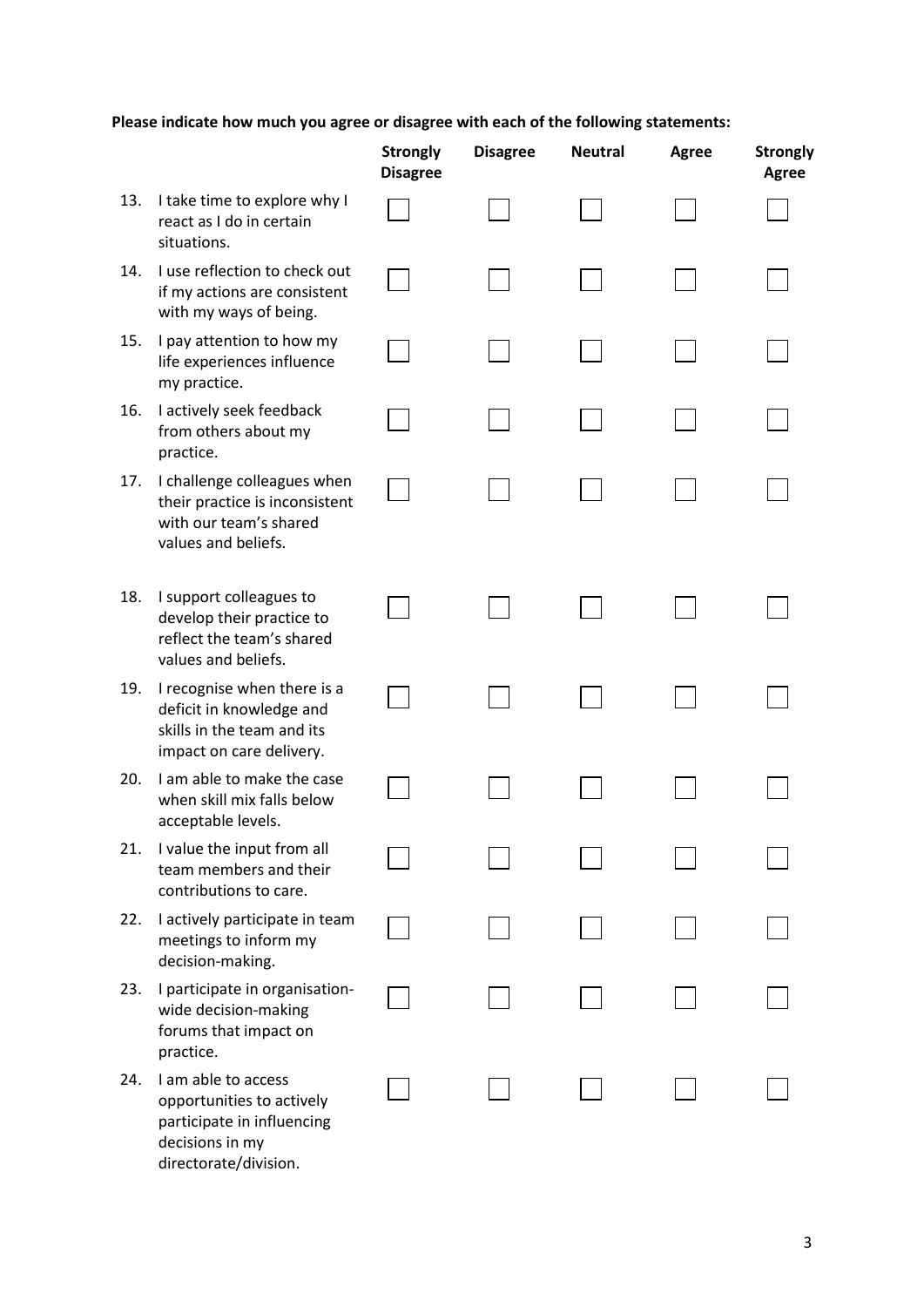**Please indicate how much you agree or disagree with each of the following statements:**

| | | Strongly Disagree | Disagree | Neutral | Agree | Strongly Agree |
|---|---|---|---|---|---|---|
| 13. | I take time to explore why I react as I do in certain situations. | ☐ | ☐ | ☐ | ☐ | ☐ |
| 14. | I use reflection to check out if my actions are consistent with my ways of being. | ☐ | ☐ | ☐ | ☐ | ☐ |
| 15. | I pay attention to how my life experiences influence my practice. | ☐ | ☐ | ☐ | ☐ | ☐ |
| 16. | I actively seek feedback from others about my practice. | ☐ | ☐ | ☐ | ☐ | ☐ |
| 17. | I challenge colleagues when their practice is inconsistent with our team's shared values and beliefs. | ☐ | ☐ | ☐ | ☐ | ☐ |
| 18. | I support colleagues to develop their practice to reflect the team's shared values and beliefs. | ☐ | ☐ | ☐ | ☐ | ☐ |
| 19. | I recognise when there is a deficit in knowledge and skills in the team and its impact on care delivery. | ☐ | ☐ | ☐ | ☐ | ☐ |
| 20. | I am able to make the case when skill mix falls below acceptable levels. | ☐ | ☐ | ☐ | ☐ | ☐ |
| 21. | I value the input from all team members and their contributions to care. | ☐ | ☐ | ☐ | ☐ | ☐ |
| 22. | I actively participate in team meetings to inform my decision-making. | ☐ | ☐ | ☐ | ☐ | ☐ |
| 23. | I participate in organisation-wide decision-making forums that impact on practice. | ☐ | ☐ | ☐ | ☐ | ☐ |
| 24. | I am able to access opportunities to actively participate in influencing decisions in my directorate/division. | ☐ | ☐ | ☐ | ☐ | ☐ |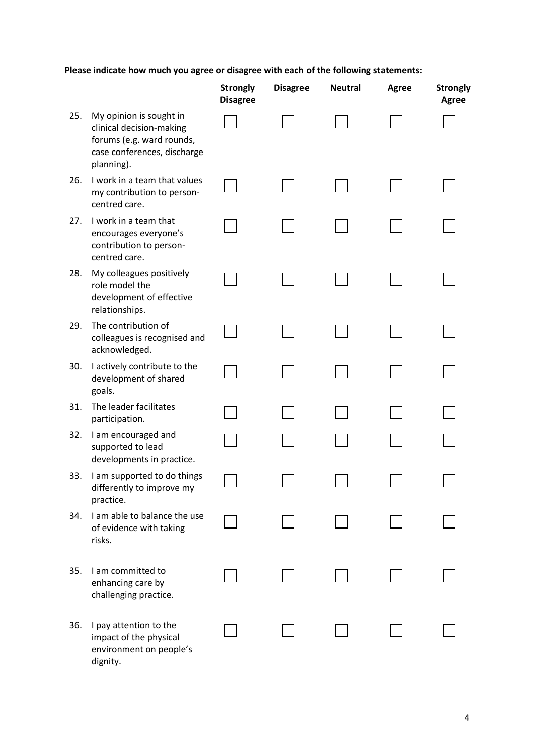**Please indicate how much you agree or disagree with each of the following statements:**

| | | Strongly Disagree | Disagree | Neutral | Agree | Strongly Agree |
|---|---|---|---|---|---|---|
| 25. | My opinion is sought in clinical decision-making forums (e.g. ward rounds, case conferences, discharge planning). | ☐ | ☐ | ☐ | ☐ | ☐ |
| 26. | I work in a team that values my contribution to person-centred care. | ☐ | ☐ | ☐ | ☐ | ☐ |
| 27. | I work in a team that encourages everyone's contribution to person-centred care. | ☐ | ☐ | ☐ | ☐ | ☐ |
| 28. | My colleagues positively role model the development of effective relationships. | ☐ | ☐ | ☐ | ☐ | ☐ |
| 29. | The contribution of colleagues is recognised and acknowledged. | ☐ | ☐ | ☐ | ☐ | ☐ |
| 30. | I actively contribute to the development of shared goals. | ☐ | ☐ | ☐ | ☐ | ☐ |
| 31. | The leader facilitates participation. | ☐ | ☐ | ☐ | ☐ | ☐ |
| 32. | I am encouraged and supported to lead developments in practice. | ☐ | ☐ | ☐ | ☐ | ☐ |
| 33. | I am supported to do things differently to improve my practice. | ☐ | ☐ | ☐ | ☐ | ☐ |
| 34. | I am able to balance the use of evidence with taking risks. | ☐ | ☐ | ☐ | ☐ | ☐ |
| 35. | I am committed to enhancing care by challenging practice. | ☐ | ☐ | ☐ | ☐ | ☐ |
| 36. | I pay attention to the impact of the physical environment on people's dignity. | ☐ | ☐ | ☐ | ☐ | ☐ |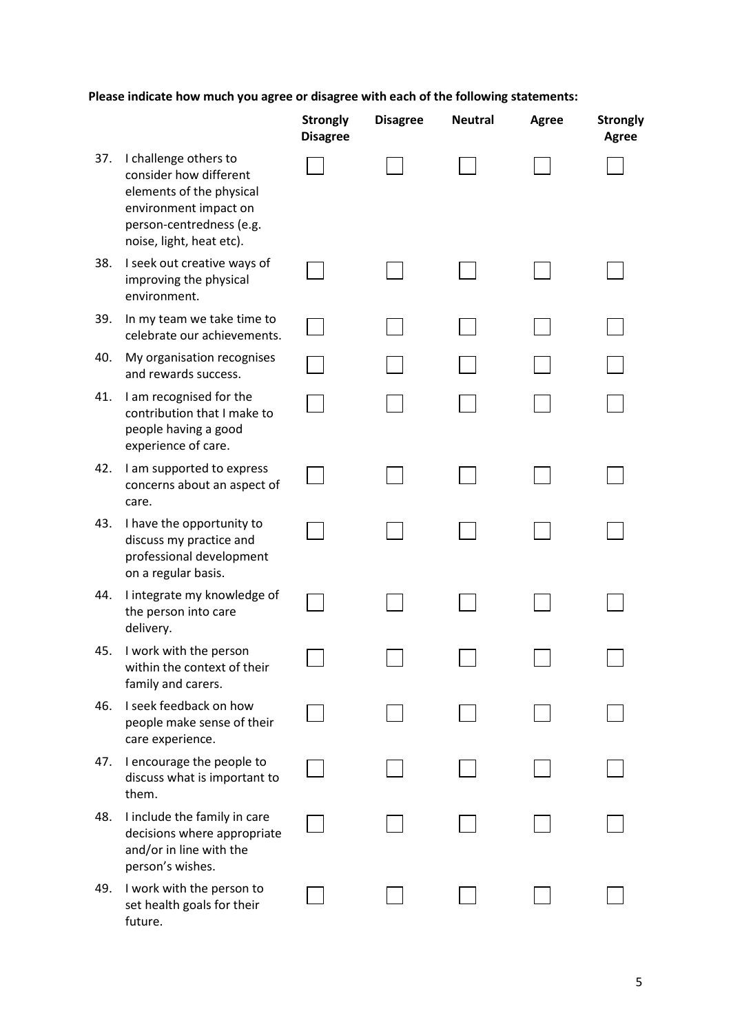**Please indicate how much you agree or disagree with each of the following statements:**

| | | Strongly Disagree | Disagree | Neutral | Agree | Strongly Agree |
|---|---|---|---|---|---|---|
| 37. | I challenge others to consider how different elements of the physical environment impact on person-centredness (e.g. noise, light, heat etc). | ☐ | ☐ | ☐ | ☐ | ☐ |
| 38. | I seek out creative ways of improving the physical environment. | ☐ | ☐ | ☐ | ☐ | ☐ |
| 39. | In my team we take time to celebrate our achievements. | ☐ | ☐ | ☐ | ☐ | ☐ |
| 40. | My organisation recognises and rewards success. | ☐ | ☐ | ☐ | ☐ | ☐ |
| 41. | I am recognised for the contribution that I make to people having a good experience of care. | ☐ | ☐ | ☐ | ☐ | ☐ |
| 42. | I am supported to express concerns about an aspect of care. | ☐ | ☐ | ☐ | ☐ | ☐ |
| 43. | I have the opportunity to discuss my practice and professional development on a regular basis. | ☐ | ☐ | ☐ | ☐ | ☐ |
| 44. | I integrate my knowledge of the person into care delivery. | ☐ | ☐ | ☐ | ☐ | ☐ |
| 45. | I work with the person within the context of their family and carers. | ☐ | ☐ | ☐ | ☐ | ☐ |
| 46. | I seek feedback on how people make sense of their care experience. | ☐ | ☐ | ☐ | ☐ | ☐ |
| 47. | I encourage the people to discuss what is important to them. | ☐ | ☐ | ☐ | ☐ | ☐ |
| 48. | I include the family in care decisions where appropriate and/or in line with the person's wishes. | ☐ | ☐ | ☐ | ☐ | ☐ |
| 49. | I work with the person to set health goals for their future. | ☐ | ☐ | ☐ | ☐ | ☐ |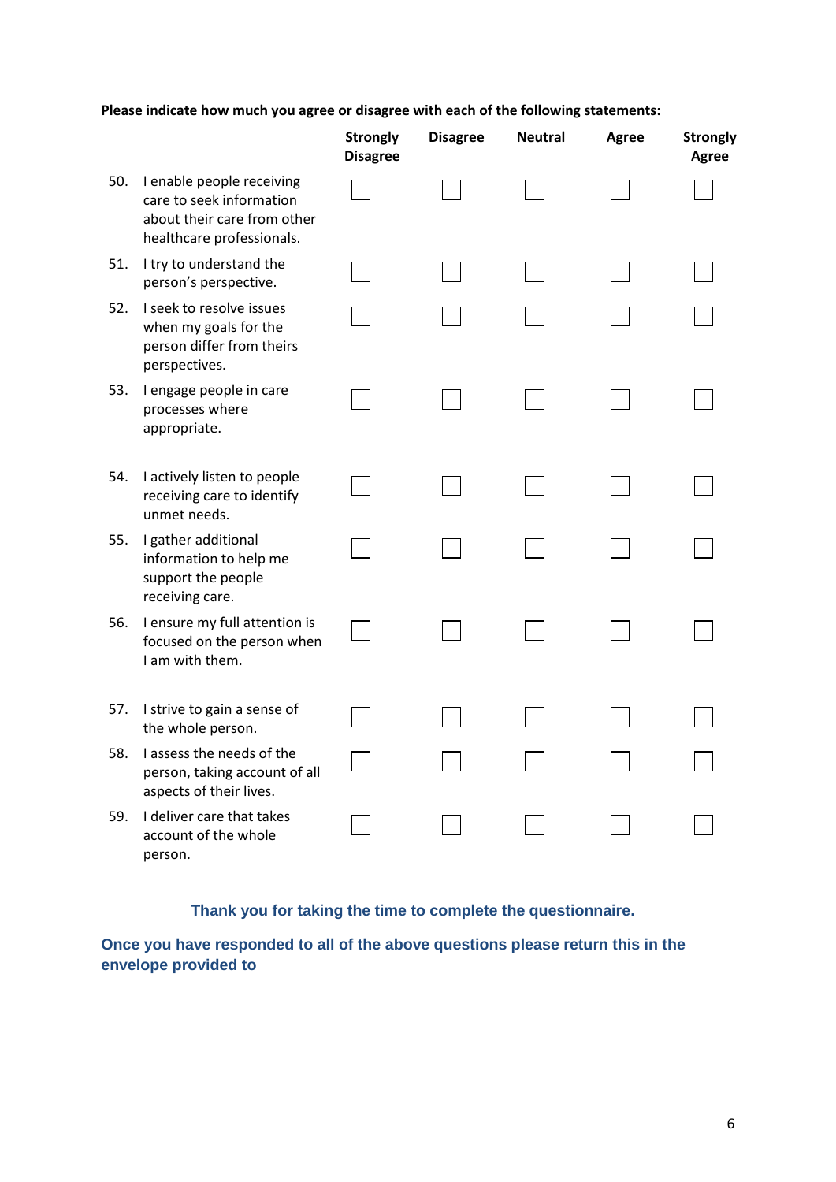**Please indicate how much you agree or disagree with each of the following statements:**

| | | Strongly Disagree | Disagree | Neutral | Agree | Strongly Agree |
|---|---|---|---|---|---|---|
| 50. | I enable people receiving care to seek information about their care from other healthcare professionals. | ☐ | ☐ | ☐ | ☐ | ☐ |
| 51. | I try to understand the person's perspective. | ☐ | ☐ | ☐ | ☐ | ☐ |
| 52. | I seek to resolve issues when my goals for the person differ from theirs perspectives. | ☐ | ☐ | ☐ | ☐ | ☐ |
| 53. | I engage people in care processes where appropriate. | ☐ | ☐ | ☐ | ☐ | ☐ |
| 54. | I actively listen to people receiving care to identify unmet needs. | ☐ | ☐ | ☐ | ☐ | ☐ |
| 55. | I gather additional information to help me support the people receiving care. | ☐ | ☐ | ☐ | ☐ | ☐ |
| 56. | I ensure my full attention is focused on the person when I am with them. | ☐ | ☐ | ☐ | ☐ | ☐ |
| 57. | I strive to gain a sense of the whole person. | ☐ | ☐ | ☐ | ☐ | ☐ |
| 58. | I assess the needs of the person, taking account of all aspects of their lives. | ☐ | ☐ | ☐ | ☐ | ☐ |
| 59. | I deliver care that takes account of the whole person. | ☐ | ☐ | ☐ | ☐ | ☐ |

**Thank you for taking the time to complete the questionnaire.**

**Once you have responded to all of the above questions please return this in the envelope provided to**